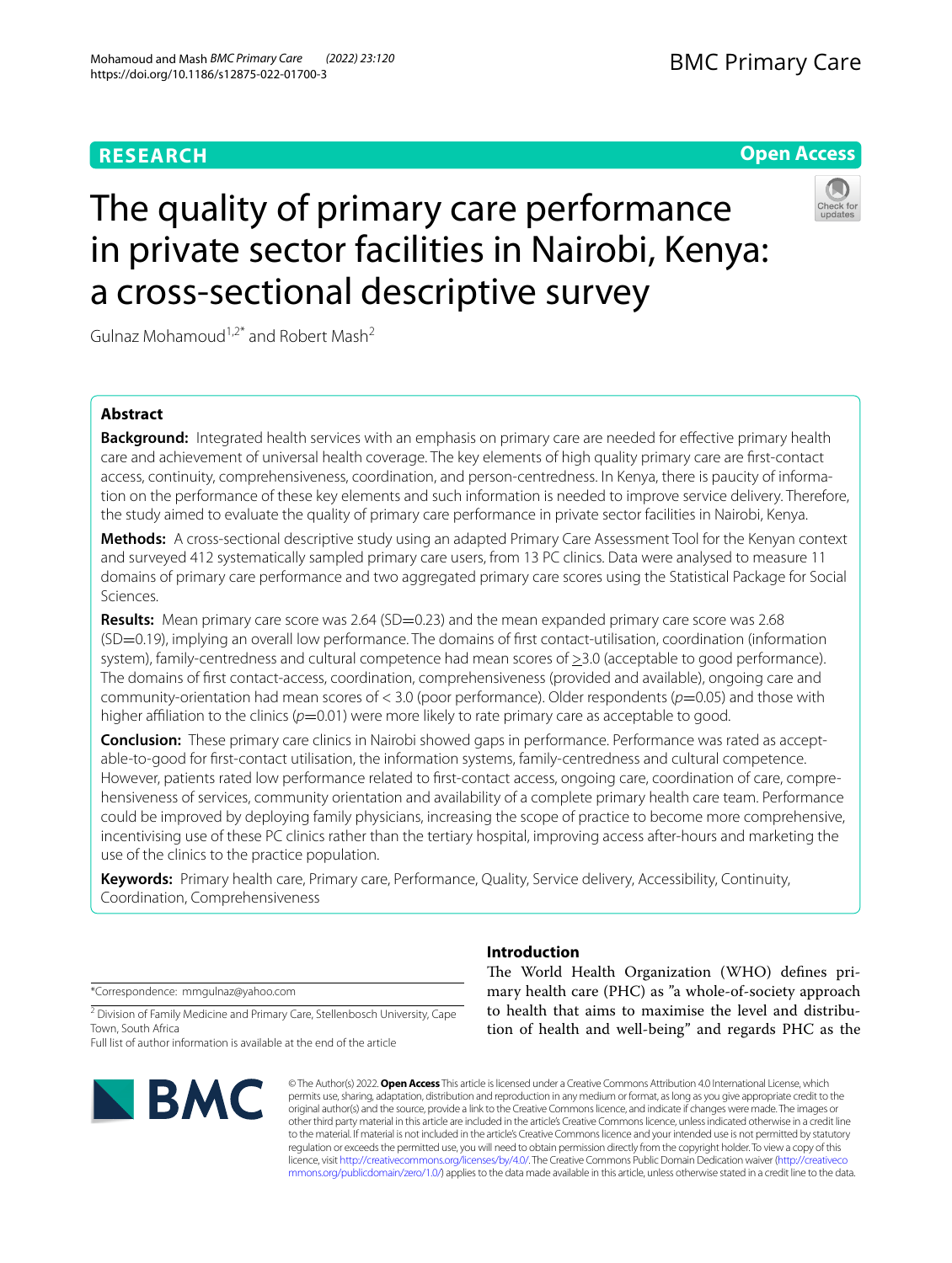RESEARCH

Open Access

# The quality of primary care performance in private sector facilities in Nairobi, Kenya: a cross-sectional descriptive survey

Gulnaz Mohamoud[1,2*] and Robert Mash[2]

## Abstract

**Background:** Integrated health services with an emphasis on primary care are needed for effective primary health care and achievement of universal health coverage. The key elements of high quality primary care are first-contact access, continuity, comprehensiveness, coordination, and person-centredness. In Kenya, there is paucity of information on the performance of these key elements and such information is needed to improve service delivery. Therefore, the study aimed to evaluate the quality of primary care performance in private sector facilities in Nairobi, Kenya.

**Methods:** A cross-sectional descriptive study using an adapted Primary Care Assessment Tool for the Kenyan context and surveyed 412 systematically sampled primary care users, from 13 PC clinics. Data were analysed to measure 11 domains of primary care performance and two aggregated primary care scores using the Statistical Package for Social Sciences.

**Results:** Mean primary care score was 2.64 (SD=0.23) and the mean expanded primary care score was 2.68 (SD=0.19), implying an overall low performance. The domains of first contact-utilisation, coordination (information system), family-centredness and cultural competence had mean scores of ≥3.0 (acceptable to good performance). The domains of first contact-access, coordination, comprehensiveness (provided and available), ongoing care and community-orientation had mean scores of < 3.0 (poor performance). Older respondents ($p$=0.05) and those with higher affiliation to the clinics ($p$=0.01) were more likely to rate primary care as acceptable to good.

**Conclusion:** These primary care clinics in Nairobi showed gaps in performance. Performance was rated as acceptable-to-good for first-contact utilisation, the information systems, family-centredness and cultural competence. However, patients rated low performance related to first-contact access, ongoing care, coordination of care, comprehensiveness of services, community orientation and availability of a complete primary health care team. Performance could be improved by deploying family physicians, increasing the scope of practice to become more comprehensive, incentivising use of these PC clinics rather than the tertiary hospital, improving access after-hours and marketing the use of the clinics to the practice population.

**Keywords:** Primary health care, Primary care, Performance, Quality, Service delivery, Accessibility, Continuity, Coordination, Comprehensiveness

## Introduction

The World Health Organization (WHO) defines primary health care (PHC) as "a whole-of-society approach to health that aims to maximise the level and distribution of health and well-being" and regards PHC as the

*Correspondence: mmgulnaz@yahoo.com

[2] Division of Family Medicine and Primary Care, Stellenbosch University, Cape Town, South Africa

Full list of author information is available at the end of the article

© The Author(s) 2022. **Open Access** This article is licensed under a Creative Commons Attribution 4.0 International License, which permits use, sharing, adaptation, distribution and reproduction in any medium or format, as long as you give appropriate credit to the original author(s) and the source, provide a link to the Creative Commons licence, and indicate if changes were made. The images or other third party material in this article are included in the article's Creative Commons licence, unless indicated otherwise in a credit line to the material. If material is not included in the article's Creative Commons licence and your intended use is not permitted by statutory regulation or exceeds the permitted use, you will need to obtain permission directly from the copyright holder. To view a copy of this licence, visit http://creativecommons.org/licenses/by/4.0/. The Creative Commons Public Domain Dedication waiver (http://creativecommons.org/publicdomain/zero/1.0/) applies to the data made available in this article, unless otherwise stated in a credit line to the data.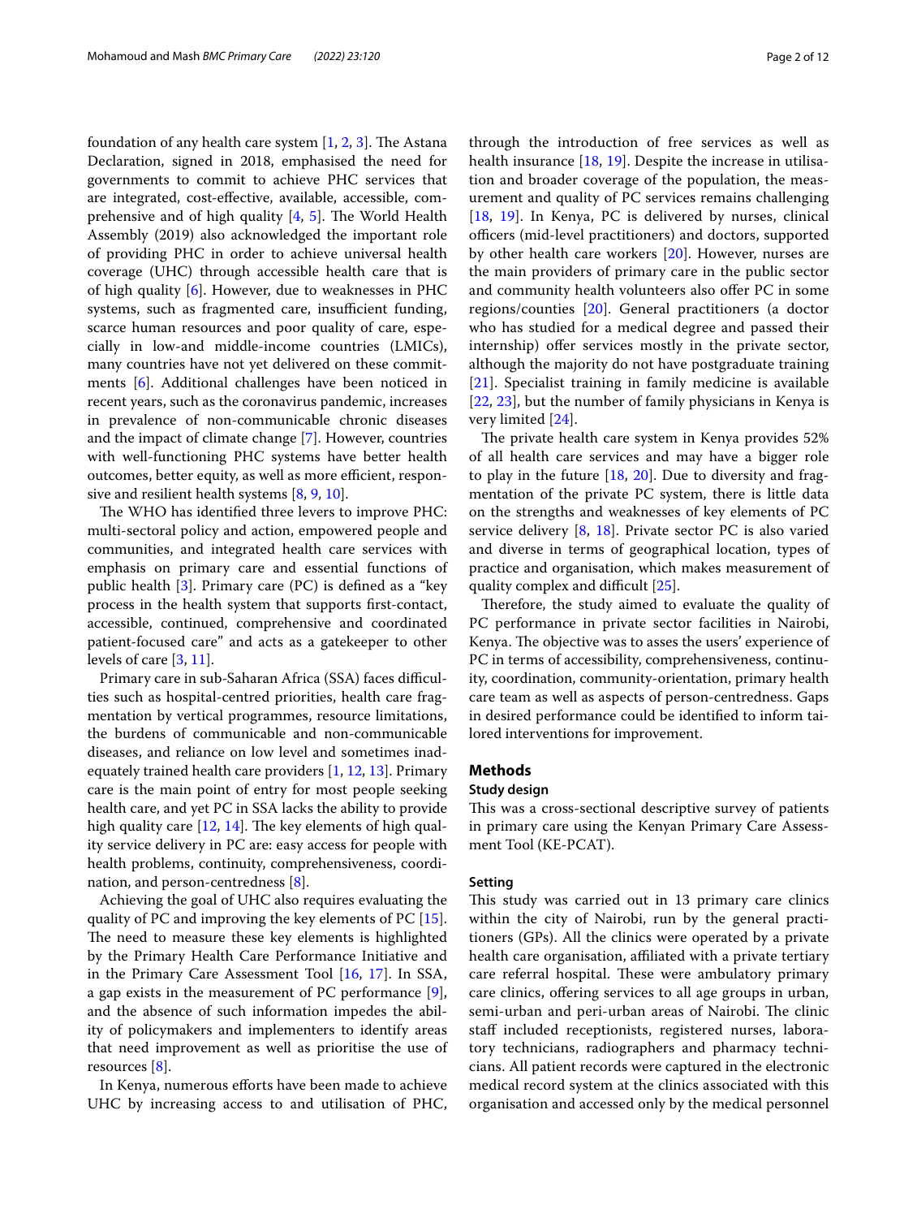foundation of any health care system [1, 2, 3]. The Astana Declaration, signed in 2018, emphasised the need for governments to commit to achieve PHC services that are integrated, cost-effective, available, accessible, comprehensive and of high quality [4, 5]. The World Health Assembly (2019) also acknowledged the important role of providing PHC in order to achieve universal health coverage (UHC) through accessible health care that is of high quality [6]. However, due to weaknesses in PHC systems, such as fragmented care, insufficient funding, scarce human resources and poor quality of care, especially in low-and middle-income countries (LMICs), many countries have not yet delivered on these commitments [6]. Additional challenges have been noticed in recent years, such as the coronavirus pandemic, increases in prevalence of non-communicable chronic diseases and the impact of climate change [7]. However, countries with well-functioning PHC systems have better health outcomes, better equity, as well as more efficient, responsive and resilient health systems [8, 9, 10].

The WHO has identified three levers to improve PHC: multi-sectoral policy and action, empowered people and communities, and integrated health care services with emphasis on primary care and essential functions of public health [3]. Primary care (PC) is defined as a "key process in the health system that supports first-contact, accessible, continued, comprehensive and coordinated patient-focused care" and acts as a gatekeeper to other levels of care [3, 11].

Primary care in sub-Saharan Africa (SSA) faces difficulties such as hospital-centred priorities, health care fragmentation by vertical programmes, resource limitations, the burdens of communicable and non-communicable diseases, and reliance on low level and sometimes inadequately trained health care providers [1, 12, 13]. Primary care is the main point of entry for most people seeking health care, and yet PC in SSA lacks the ability to provide high quality care [12, 14]. The key elements of high quality service delivery in PC are: easy access for people with health problems, continuity, comprehensiveness, coordination, and person-centredness [8].

Achieving the goal of UHC also requires evaluating the quality of PC and improving the key elements of PC [15]. The need to measure these key elements is highlighted by the Primary Health Care Performance Initiative and in the Primary Care Assessment Tool [16, 17]. In SSA, a gap exists in the measurement of PC performance [9], and the absence of such information impedes the ability of policymakers and implementers to identify areas that need improvement as well as prioritise the use of resources [8].

In Kenya, numerous efforts have been made to achieve UHC by increasing access to and utilisation of PHC, through the introduction of free services as well as health insurance [18, 19]. Despite the increase in utilisation and broader coverage of the population, the measurement and quality of PC services remains challenging [18, 19]. In Kenya, PC is delivered by nurses, clinical officers (mid-level practitioners) and doctors, supported by other health care workers [20]. However, nurses are the main providers of primary care in the public sector and community health volunteers also offer PC in some regions/counties [20]. General practitioners (a doctor who has studied for a medical degree and passed their internship) offer services mostly in the private sector, although the majority do not have postgraduate training [21]. Specialist training in family medicine is available [22, 23], but the number of family physicians in Kenya is very limited [24].

The private health care system in Kenya provides 52% of all health care services and may have a bigger role to play in the future [18, 20]. Due to diversity and fragmentation of the private PC system, there is little data on the strengths and weaknesses of key elements of PC service delivery [8, 18]. Private sector PC is also varied and diverse in terms of geographical location, types of practice and organisation, which makes measurement of quality complex and difficult [25].

Therefore, the study aimed to evaluate the quality of PC performance in private sector facilities in Nairobi, Kenya. The objective was to asses the users' experience of PC in terms of accessibility, comprehensiveness, continuity, coordination, community-orientation, primary health care team as well as aspects of person-centredness. Gaps in desired performance could be identified to inform tailored interventions for improvement.

## Methods

### Study design

This was a cross-sectional descriptive survey of patients in primary care using the Kenyan Primary Care Assessment Tool (KE-PCAT).

### Setting

This study was carried out in 13 primary care clinics within the city of Nairobi, run by the general practitioners (GPs). All the clinics were operated by a private health care organisation, affiliated with a private tertiary care referral hospital. These were ambulatory primary care clinics, offering services to all age groups in urban, semi-urban and peri-urban areas of Nairobi. The clinic staff included receptionists, registered nurses, laboratory technicians, radiographers and pharmacy technicians. All patient records were captured in the electronic medical record system at the clinics associated with this organisation and accessed only by the medical personnel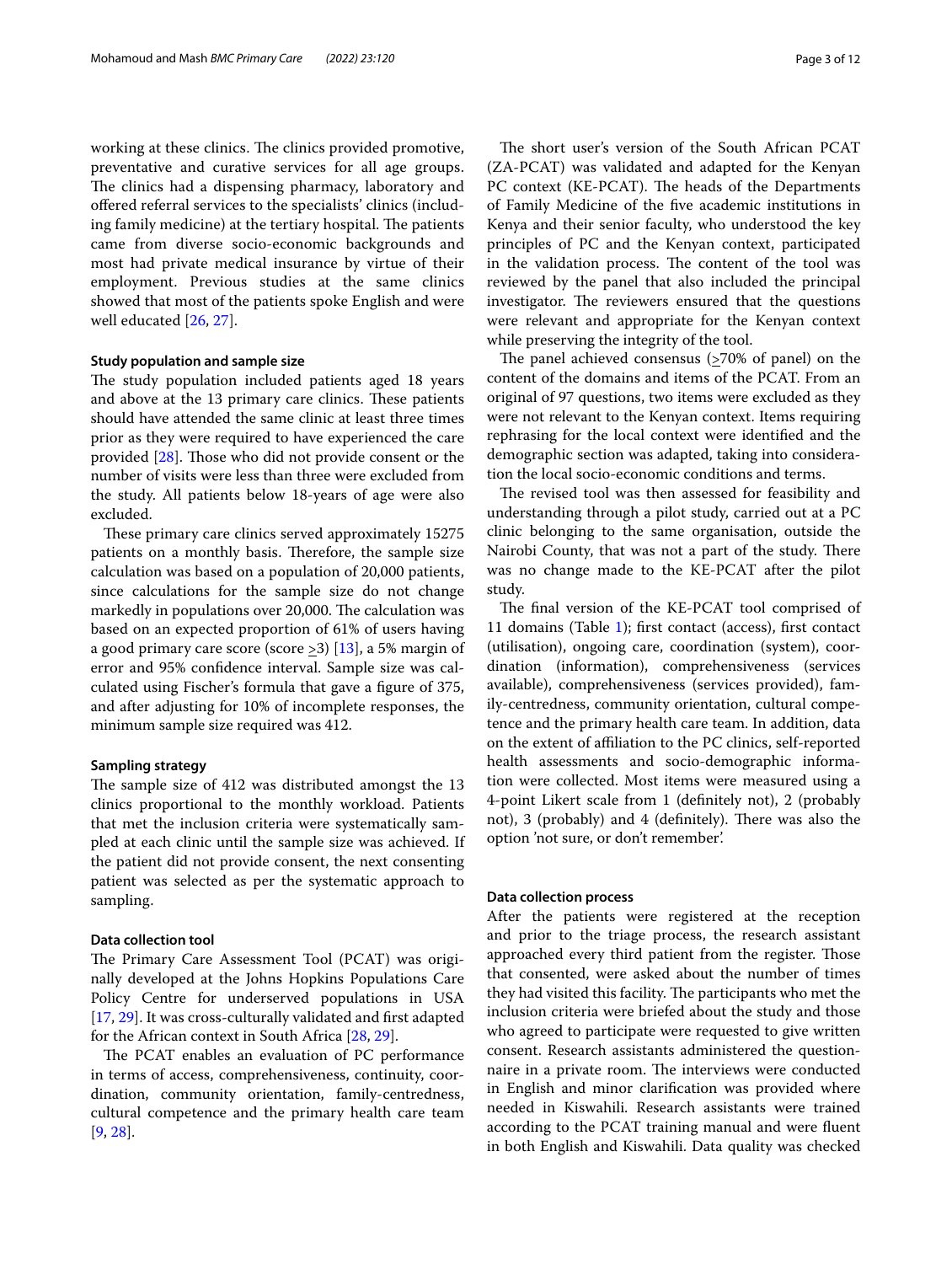working at these clinics. The clinics provided promotive, preventative and curative services for all age groups. The clinics had a dispensing pharmacy, laboratory and offered referral services to the specialists' clinics (including family medicine) at the tertiary hospital. The patients came from diverse socio-economic backgrounds and most had private medical insurance by virtue of their employment. Previous studies at the same clinics showed that most of the patients spoke English and were well educated [26, 27].

### Study population and sample size

The study population included patients aged 18 years and above at the 13 primary care clinics. These patients should have attended the same clinic at least three times prior as they were required to have experienced the care provided [28]. Those who did not provide consent or the number of visits were less than three were excluded from the study. All patients below 18-years of age were also excluded.

These primary care clinics served approximately 15275 patients on a monthly basis. Therefore, the sample size calculation was based on a population of 20,000 patients, since calculations for the sample size do not change markedly in populations over 20,000. The calculation was based on an expected proportion of 61% of users having a good primary care score (score $\geq 3$) [13], a 5% margin of error and 95% confidence interval. Sample size was calculated using Fischer's formula that gave a figure of 375, and after adjusting for 10% of incomplete responses, the minimum sample size required was 412.

### Sampling strategy

The sample size of 412 was distributed amongst the 13 clinics proportional to the monthly workload. Patients that met the inclusion criteria were systematically sampled at each clinic until the sample size was achieved. If the patient did not provide consent, the next consenting patient was selected as per the systematic approach to sampling.

### Data collection tool

The Primary Care Assessment Tool (PCAT) was originally developed at the Johns Hopkins Populations Care Policy Centre for underserved populations in USA [17, 29]. It was cross-culturally validated and first adapted for the African context in South Africa [28, 29].

The PCAT enables an evaluation of PC performance in terms of access, comprehensiveness, continuity, coordination, community orientation, family-centredness, cultural competence and the primary health care team [9, 28].

The short user's version of the South African PCAT (ZA-PCAT) was validated and adapted for the Kenyan PC context (KE-PCAT). The heads of the Departments of Family Medicine of the five academic institutions in Kenya and their senior faculty, who understood the key principles of PC and the Kenyan context, participated in the validation process. The content of the tool was reviewed by the panel that also included the principal investigator. The reviewers ensured that the questions were relevant and appropriate for the Kenyan context while preserving the integrity of the tool.

The panel achieved consensus ($\geq$70% of panel) on the content of the domains and items of the PCAT. From an original of 97 questions, two items were excluded as they were not relevant to the Kenyan context. Items requiring rephrasing for the local context were identified and the demographic section was adapted, taking into consideration the local socio-economic conditions and terms.

The revised tool was then assessed for feasibility and understanding through a pilot study, carried out at a PC clinic belonging to the same organisation, outside the Nairobi County, that was not a part of the study. There was no change made to the KE-PCAT after the pilot study.

The final version of the KE-PCAT tool comprised of 11 domains (Table 1); first contact (access), first contact (utilisation), ongoing care, coordination (system), coordination (information), comprehensiveness (services available), comprehensiveness (services provided), family-centredness, community orientation, cultural competence and the primary health care team. In addition, data on the extent of affiliation to the PC clinics, self-reported health assessments and socio-demographic information were collected. Most items were measured using a 4-point Likert scale from 1 (definitely not), 2 (probably not), 3 (probably) and 4 (definitely). There was also the option 'not sure, or don't remember'.

### Data collection process

After the patients were registered at the reception and prior to the triage process, the research assistant approached every third patient from the register. Those that consented, were asked about the number of times they had visited this facility. The participants who met the inclusion criteria were briefed about the study and those who agreed to participate were requested to give written consent. Research assistants administered the questionnaire in a private room. The interviews were conducted in English and minor clarification was provided where needed in Kiswahili. Research assistants were trained according to the PCAT training manual and were fluent in both English and Kiswahili. Data quality was checked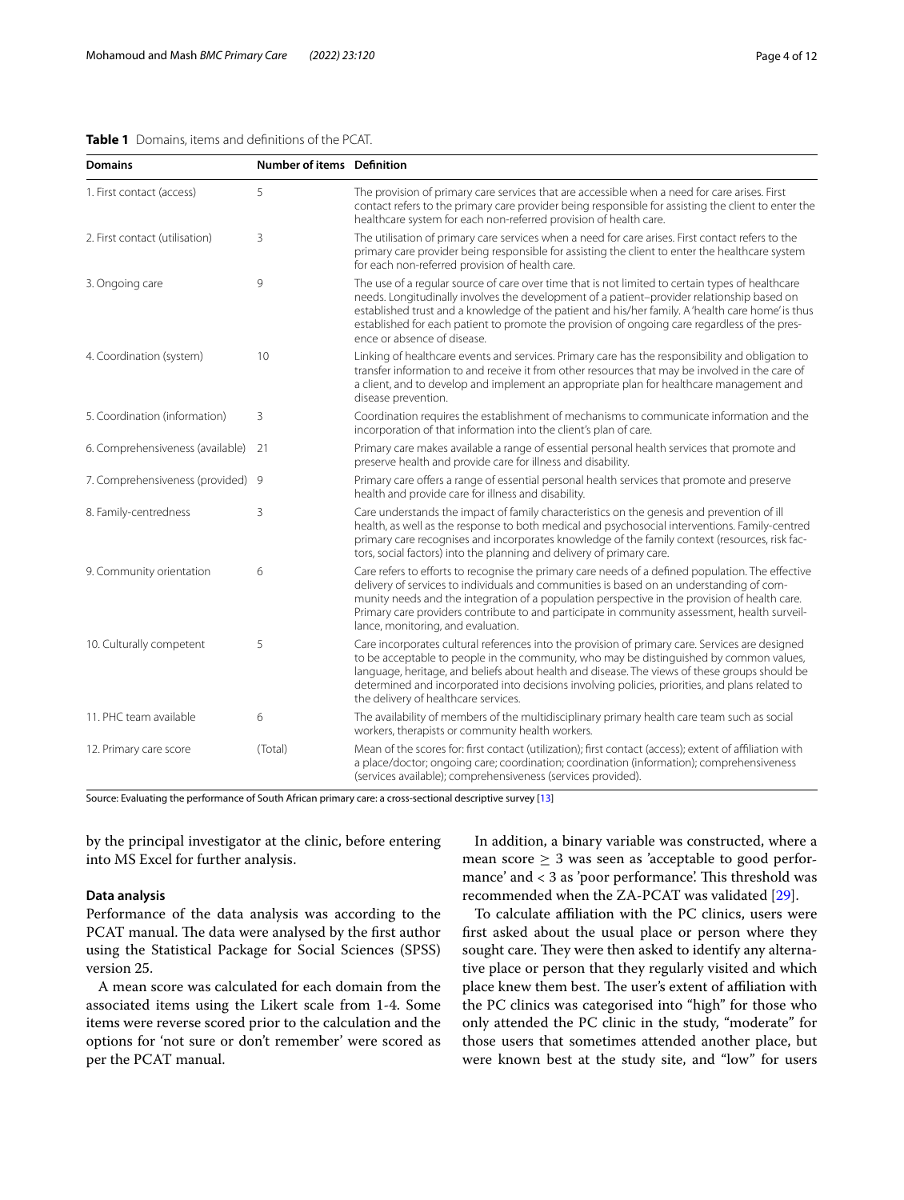**Table 1** Domains, items and definitions of the PCAT.

| Domains | Number of items | Definition |
|---|---|---|
| 1. First contact (access) | 5 | The provision of primary care services that are accessible when a need for care arises. First contact refers to the primary care provider being responsible for assisting the client to enter the healthcare system for each non-referred provision of health care. |
| 2. First contact (utilisation) | 3 | The utilisation of primary care services when a need for care arises. First contact refers to the primary care provider being responsible for assisting the client to enter the healthcare system for each non-referred provision of health care. |
| 3. Ongoing care | 9 | The use of a regular source of care over time that is not limited to certain types of healthcare needs. Longitudinally involves the development of a patient–provider relationship based on established trust and a knowledge of the patient and his/her family. A 'health care home' is thus established for each patient to promote the provision of ongoing care regardless of the presence or absence of disease. |
| 4. Coordination (system) | 10 | Linking of healthcare events and services. Primary care has the responsibility and obligation to transfer information to and receive it from other resources that may be involved in the care of a client, and to develop and implement an appropriate plan for healthcare management and disease prevention. |
| 5. Coordination (information) | 3 | Coordination requires the establishment of mechanisms to communicate information and the incorporation of that information into the client's plan of care. |
| 6. Comprehensiveness (available) | 21 | Primary care makes available a range of essential personal health services that promote and preserve health and provide care for illness and disability. |
| 7. Comprehensiveness (provided) | 9 | Primary care offers a range of essential personal health services that promote and preserve health and provide care for illness and disability. |
| 8. Family-centredness | 3 | Care understands the impact of family characteristics on the genesis and prevention of ill health, as well as the response to both medical and psychosocial interventions. Family-centred primary care recognises and incorporates knowledge of the family context (resources, risk factors, social factors) into the planning and delivery of primary care. |
| 9. Community orientation | 6 | Care refers to efforts to recognise the primary care needs of a defined population. The effective delivery of services to individuals and communities is based on an understanding of community needs and the integration of a population perspective in the provision of health care. Primary care providers contribute to and participate in community assessment, health surveillance, monitoring, and evaluation. |
| 10. Culturally competent | 5 | Care incorporates cultural references into the provision of primary care. Services are designed to be acceptable to people in the community, who may be distinguished by common values, language, heritage, and beliefs about health and disease. The views of these groups should be determined and incorporated into decisions involving policies, priorities, and plans related to the delivery of healthcare services. |
| 11. PHC team available | 6 | The availability of members of the multidisciplinary primary health care team such as social workers, therapists or community health workers. |
| 12. Primary care score | (Total) | Mean of the scores for: first contact (utilization); first contact (access); extent of affiliation with a place/doctor; ongoing care; coordination; coordination (information); comprehensiveness (services available); comprehensiveness (services provided). |

Source: Evaluating the performance of South African primary care: a cross-sectional descriptive survey [13]

by the principal investigator at the clinic, before entering into MS Excel for further analysis.

### Data analysis

Performance of the data analysis was according to the PCAT manual. The data were analysed by the first author using the Statistical Package for Social Sciences (SPSS) version 25.

A mean score was calculated for each domain from the associated items using the Likert scale from 1-4. Some items were reverse scored prior to the calculation and the options for 'not sure or don't remember' were scored as per the PCAT manual.

In addition, a binary variable was constructed, where a mean score $\geq 3$ was seen as 'acceptable to good performance' and $< 3$ as 'poor performance'. This threshold was recommended when the ZA-PCAT was validated [29].

To calculate affiliation with the PC clinics, users were first asked about the usual place or person where they sought care. They were then asked to identify any alternative place or person that they regularly visited and which place knew them best. The user's extent of affiliation with the PC clinics was categorised into "high" for those who only attended the PC clinic in the study, "moderate" for those users that sometimes attended another place, but were known best at the study site, and "low" for users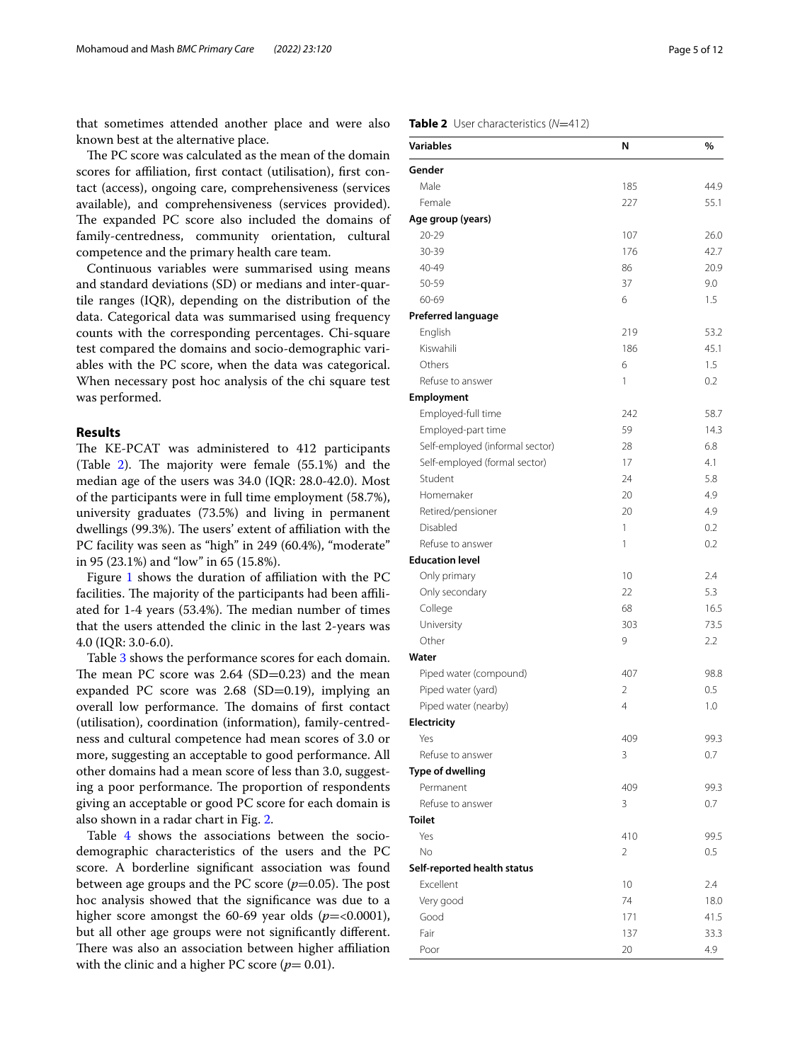that sometimes attended another place and were also known best at the alternative place.

The PC score was calculated as the mean of the domain scores for affiliation, first contact (utilisation), first contact (access), ongoing care, comprehensiveness (services available), and comprehensiveness (services provided). The expanded PC score also included the domains of family-centredness, community orientation, cultural competence and the primary health care team.

Continuous variables were summarised using means and standard deviations (SD) or medians and inter-quartile ranges (IQR), depending on the distribution of the data. Categorical data was summarised using frequency counts with the corresponding percentages. Chi-square test compared the domains and socio-demographic variables with the PC score, when the data was categorical. When necessary post hoc analysis of the chi square test was performed.

## Results

The KE-PCAT was administered to 412 participants (Table 2). The majority were female (55.1%) and the median age of the users was 34.0 (IQR: 28.0-42.0). Most of the participants were in full time employment (58.7%), university graduates (73.5%) and living in permanent dwellings (99.3%). The users' extent of affiliation with the PC facility was seen as "high" in 249 (60.4%), "moderate" in 95 (23.1%) and "low" in 65 (15.8%).

Figure 1 shows the duration of affiliation with the PC facilities. The majority of the participants had been affiliated for 1-4 years (53.4%). The median number of times that the users attended the clinic in the last 2-years was 4.0 (IQR: 3.0-6.0).

Table 3 shows the performance scores for each domain. The mean PC score was 2.64 (SD=0.23) and the mean expanded PC score was 2.68 (SD=0.19), implying an overall low performance. The domains of first contact (utilisation), coordination (information), family-centredness and cultural competence had mean scores of 3.0 or more, suggesting an acceptable to good performance. All other domains had a mean score of less than 3.0, suggesting a poor performance. The proportion of respondents giving an acceptable or good PC score for each domain is also shown in a radar chart in Fig. 2.

Table 4 shows the associations between the socio-demographic characteristics of the users and the PC score. A borderline significant association was found between age groups and the PC score ($p$=0.05). The post hoc analysis showed that the significance was due to a higher score amongst the 60-69 year olds ($p$=<0.0001), but all other age groups were not significantly different. There was also an association between higher affiliation with the clinic and a higher PC score ($p$= 0.01).

**Table 2** User characteristics ($N$=412)

| Variables | N | % |
|---|---|---|
| **Gender** | | |
| Male | 185 | 44.9 |
| Female | 227 | 55.1 |
| **Age group (years)** | | |
| 20-29 | 107 | 26.0 |
| 30-39 | 176 | 42.7 |
| 40-49 | 86 | 20.9 |
| 50-59 | 37 | 9.0 |
| 60-69 | 6 | 1.5 |
| **Preferred language** | | |
| English | 219 | 53.2 |
| Kiswahili | 186 | 45.1 |
| Others | 6 | 1.5 |
| Refuse to answer | 1 | 0.2 |
| **Employment** | | |
| Employed-full time | 242 | 58.7 |
| Employed-part time | 59 | 14.3 |
| Self-employed (informal sector) | 28 | 6.8 |
| Self-employed (formal sector) | 17 | 4.1 |
| Student | 24 | 5.8 |
| Homemaker | 20 | 4.9 |
| Retired/pensioner | 20 | 4.9 |
| Disabled | 1 | 0.2 |
| Refuse to answer | 1 | 0.2 |
| **Education level** | | |
| Only primary | 10 | 2.4 |
| Only secondary | 22 | 5.3 |
| College | 68 | 16.5 |
| University | 303 | 73.5 |
| Other | 9 | 2.2 |
| **Water** | | |
| Piped water (compound) | 407 | 98.8 |
| Piped water (yard) | 2 | 0.5 |
| Piped water (nearby) | 4 | 1.0 |
| **Electricity** | | |
| Yes | 409 | 99.3 |
| Refuse to answer | 3 | 0.7 |
| **Type of dwelling** | | |
| Permanent | 409 | 99.3 |
| Refuse to answer | 3 | 0.7 |
| **Toilet** | | |
| Yes | 410 | 99.5 |
| No | 2 | 0.5 |
| **Self-reported health status** | | |
| Excellent | 10 | 2.4 |
| Very good | 74 | 18.0 |
| Good | 171 | 41.5 |
| Fair | 137 | 33.3 |
| Poor | 20 | 4.9 |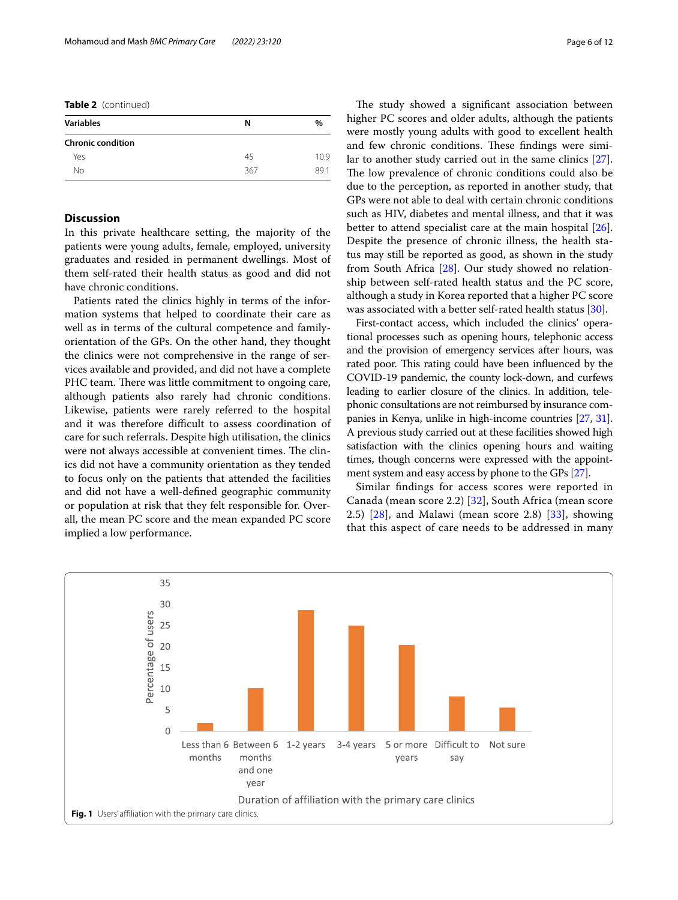**Table 2** (continued)

| Variables | N | % |
|---|---|---|
| **Chronic condition** | | |
| Yes | 45 | 10.9 |
| No | 367 | 89.1 |

## Discussion

In this private healthcare setting, the majority of the patients were young adults, female, employed, university graduates and resided in permanent dwellings. Most of them self-rated their health status as good and did not have chronic conditions.

Patients rated the clinics highly in terms of the information systems that helped to coordinate their care as well as in terms of the cultural competence and family-orientation of the GPs. On the other hand, they thought the clinics were not comprehensive in the range of services available and provided, and did not have a complete PHC team. There was little commitment to ongoing care, although patients also rarely had chronic conditions. Likewise, patients were rarely referred to the hospital and it was therefore difficult to assess coordination of care for such referrals. Despite high utilisation, the clinics were not always accessible at convenient times. The clinics did not have a community orientation as they tended to focus only on the patients that attended the facilities and did not have a well-defined geographic community or population at risk that they felt responsible for. Overall, the mean PC score and the mean expanded PC score implied a low performance.

The study showed a significant association between higher PC scores and older adults, although the patients were mostly young adults with good to excellent health and few chronic conditions. These findings were similar to another study carried out in the same clinics [27]. The low prevalence of chronic conditions could also be due to the perception, as reported in another study, that GPs were not able to deal with certain chronic conditions such as HIV, diabetes and mental illness, and that it was better to attend specialist care at the main hospital [26]. Despite the presence of chronic illness, the health status may still be reported as good, as shown in the study from South Africa [28]. Our study showed no relationship between self-rated health status and the PC score, although a study in Korea reported that a higher PC score was associated with a better self-rated health status [30].

First-contact access, which included the clinics' operational processes such as opening hours, telephonic access and the provision of emergency services after hours, was rated poor. This rating could have been influenced by the COVID-19 pandemic, the county lock-down, and curfews leading to earlier closure of the clinics. In addition, telephonic consultations are not reimbursed by insurance companies in Kenya, unlike in high-income countries [27, 31]. A previous study carried out at these facilities showed high satisfaction with the clinics opening hours and waiting times, though concerns were expressed with the appointment system and easy access by phone to the GPs [27].

Similar findings for access scores were reported in Canada (mean score 2.2) [32], South Africa (mean score 2.5) [28], and Malawi (mean score 2.8) [33], showing that this aspect of care needs to be addressed in many

**Fig. 1** Users' affiliation with the primary care clinics.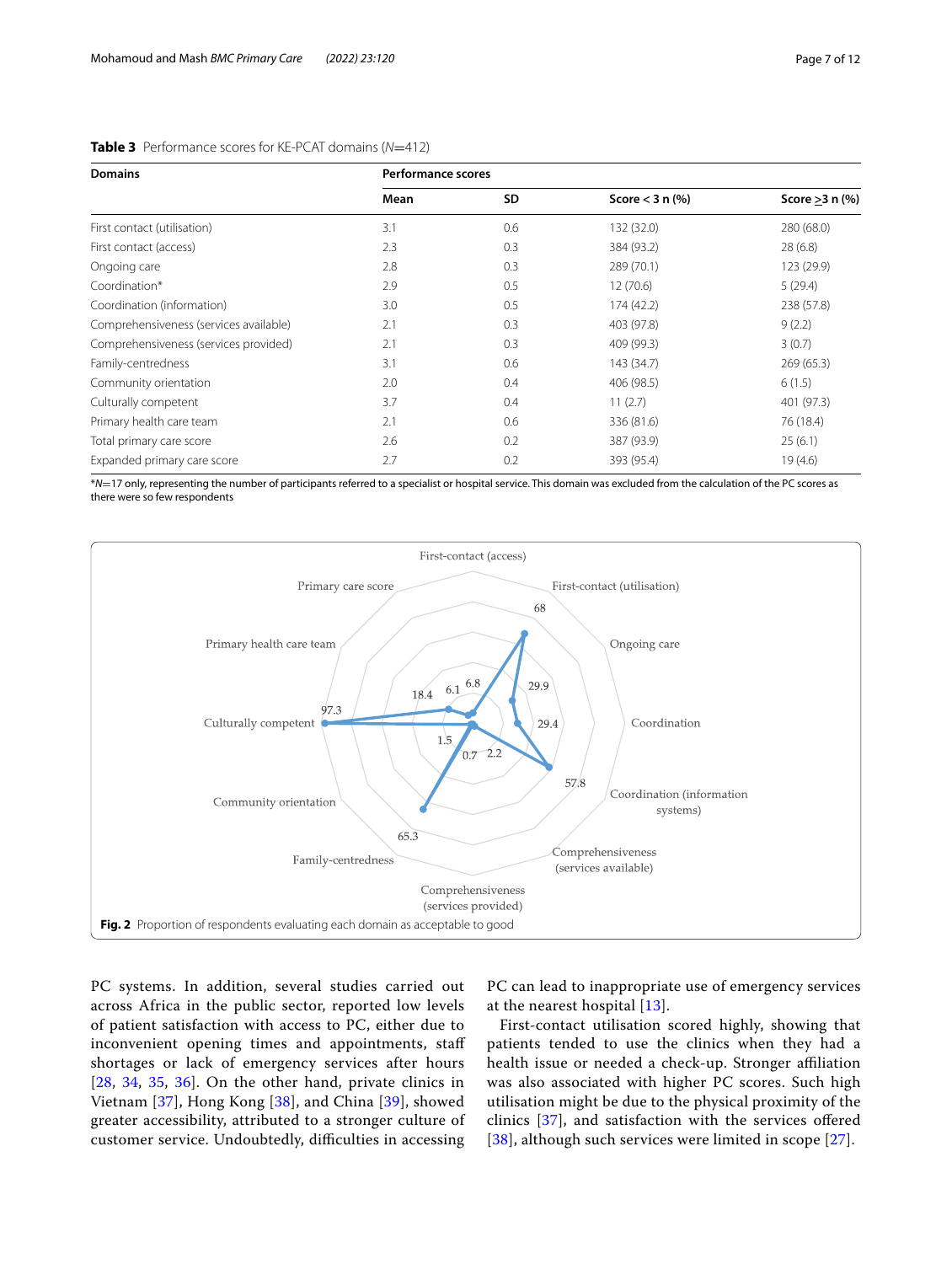**Table 3** Performance scores for KE-PCAT domains (*N*=412)

| Domains | Performance scores | | | |
|---|---|---|---|---|
| | Mean | SD | Score < 3 n (%) | Score ≥3 n (%) |
| First contact (utilisation) | 3.1 | 0.6 | 132 (32.0) | 280 (68.0) |
| First contact (access) | 2.3 | 0.3 | 384 (93.2) | 28 (6.8) |
| Ongoing care | 2.8 | 0.3 | 289 (70.1) | 123 (29.9) |
| Coordination* | 2.9 | 0.5 | 12 (70.6) | 5 (29.4) |
| Coordination (information) | 3.0 | 0.5 | 174 (42.2) | 238 (57.8) |
| Comprehensiveness (services available) | 2.1 | 0.3 | 403 (97.8) | 9 (2.2) |
| Comprehensiveness (services provided) | 2.1 | 0.3 | 409 (99.3) | 3 (0.7) |
| Family-centredness | 3.1 | 0.6 | 143 (34.7) | 269 (65.3) |
| Community orientation | 2.0 | 0.4 | 406 (98.5) | 6 (1.5) |
| Culturally competent | 3.7 | 0.4 | 11 (2.7) | 401 (97.3) |
| Primary health care team | 2.1 | 0.6 | 336 (81.6) | 76 (18.4) |
| Total primary care score | 2.6 | 0.2 | 387 (93.9) | 25 (6.1) |
| Expanded primary care score | 2.7 | 0.2 | 393 (95.4) | 19 (4.6) |

*N=17 only, representing the number of participants referred to a specialist or hospital service. This domain was excluded from the calculation of the PC scores as there were so few respondents

**Fig. 2** Proportion of respondents evaluating each domain as acceptable to good

PC systems. In addition, several studies carried out across Africa in the public sector, reported low levels of patient satisfaction with access to PC, either due to inconvenient opening times and appointments, staff shortages or lack of emergency services after hours [28, 34, 35, 36]. On the other hand, private clinics in Vietnam [37], Hong Kong [38], and China [39], showed greater accessibility, attributed to a stronger culture of customer service. Undoubtedly, difficulties in accessing PC can lead to inappropriate use of emergency services at the nearest hospital [13].

First-contact utilisation scored highly, showing that patients tended to use the clinics when they had a health issue or needed a check-up. Stronger affiliation was also associated with higher PC scores. Such high utilisation might be due to the physical proximity of the clinics [37], and satisfaction with the services offered [38], although such services were limited in scope [27].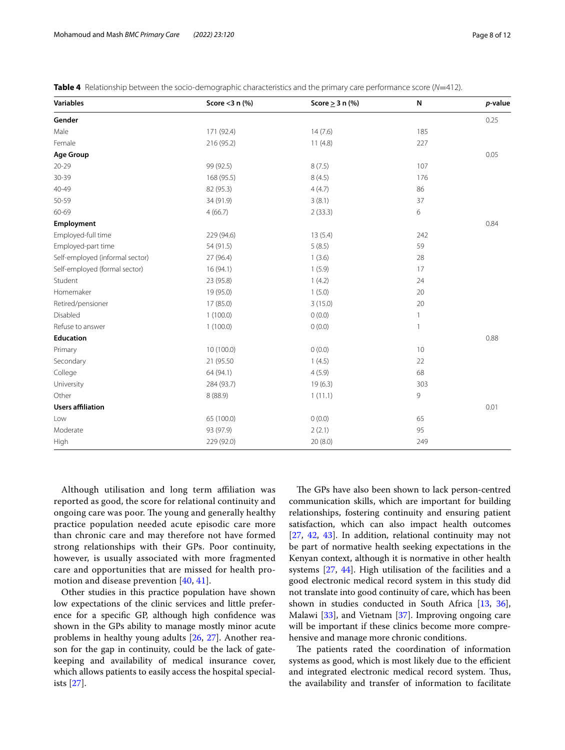**Table 4** Relationship between the socio-demographic characteristics and the primary care performance score (*N*=412).

| Variables | Score <3 n (%) | Score $\geq$ 3 n (%) | N | *p*-value |
|---|---|---|---|---|
| **Gender** | | | | 0.25 |
| Male | 171 (92.4) | 14 (7.6) | 185 | |
| Female | 216 (95.2) | 11 (4.8) | 227 | |
| **Age Group** | | | | 0.05 |
| 20-29 | 99 (92.5) | 8 (7.5) | 107 | |
| 30-39 | 168 (95.5) | 8 (4.5) | 176 | |
| 40-49 | 82 (95.3) | 4 (4.7) | 86 | |
| 50-59 | 34 (91.9) | 3 (8.1) | 37 | |
| 60-69 | 4 (66.7) | 2 (33.3) | 6 | |
| **Employment** | | | | 0.84 |
| Employed-full time | 229 (94.6) | 13 (5.4) | 242 | |
| Employed-part time | 54 (91.5) | 5 (8.5) | 59 | |
| Self-employed (informal sector) | 27 (96.4) | 1 (3.6) | 28 | |
| Self-employed (formal sector) | 16 (94.1) | 1 (5.9) | 17 | |
| Student | 23 (95.8) | 1 (4.2) | 24 | |
| Homemaker | 19 (95.0) | 1 (5.0) | 20 | |
| Retired/pensioner | 17 (85.0) | 3 (15.0) | 20 | |
| Disabled | 1 (100.0) | 0 (0.0) | 1 | |
| Refuse to answer | 1 (100.0) | 0 (0.0) | 1 | |
| **Education** | | | | 0.88 |
| Primary | 10 (100.0) | 0 (0.0) | 10 | |
| Secondary | 21 (95.50 | 1 (4.5) | 22 | |
| College | 64 (94.1) | 4 (5.9) | 68 | |
| University | 284 (93.7) | 19 (6.3) | 303 | |
| Other | 8 (88.9) | 1 (11.1) | 9 | |
| **Users affiliation** | | | | 0.01 |
| Low | 65 (100.0) | 0 (0.0) | 65 | |
| Moderate | 93 (97.9) | 2 (2.1) | 95 | |
| High | 229 (92.0) | 20 (8.0) | 249 | |

Although utilisation and long term affiliation was reported as good, the score for relational continuity and ongoing care was poor. The young and generally healthy practice population needed acute episodic care more than chronic care and may therefore not have formed strong relationships with their GPs. Poor continuity, however, is usually associated with more fragmented care and opportunities that are missed for health promotion and disease prevention [40, 41].

Other studies in this practice population have shown low expectations of the clinic services and little preference for a specific GP, although high confidence was shown in the GPs ability to manage mostly minor acute problems in healthy young adults [26, 27]. Another reason for the gap in continuity, could be the lack of gatekeeping and availability of medical insurance cover, which allows patients to easily access the hospital specialists [27].

The GPs have also been shown to lack person-centred communication skills, which are important for building relationships, fostering continuity and ensuring patient satisfaction, which can also impact health outcomes [27, 42, 43]. In addition, relational continuity may not be part of normative health seeking expectations in the Kenyan context, although it is normative in other health systems [27, 44]. High utilisation of the facilities and a good electronic medical record system in this study did not translate into good continuity of care, which has been shown in studies conducted in South Africa [13, 36], Malawi [33], and Vietnam [37]. Improving ongoing care will be important if these clinics become more comprehensive and manage more chronic conditions.

The patients rated the coordination of information systems as good, which is most likely due to the efficient and integrated electronic medical record system. Thus, the availability and transfer of information to facilitate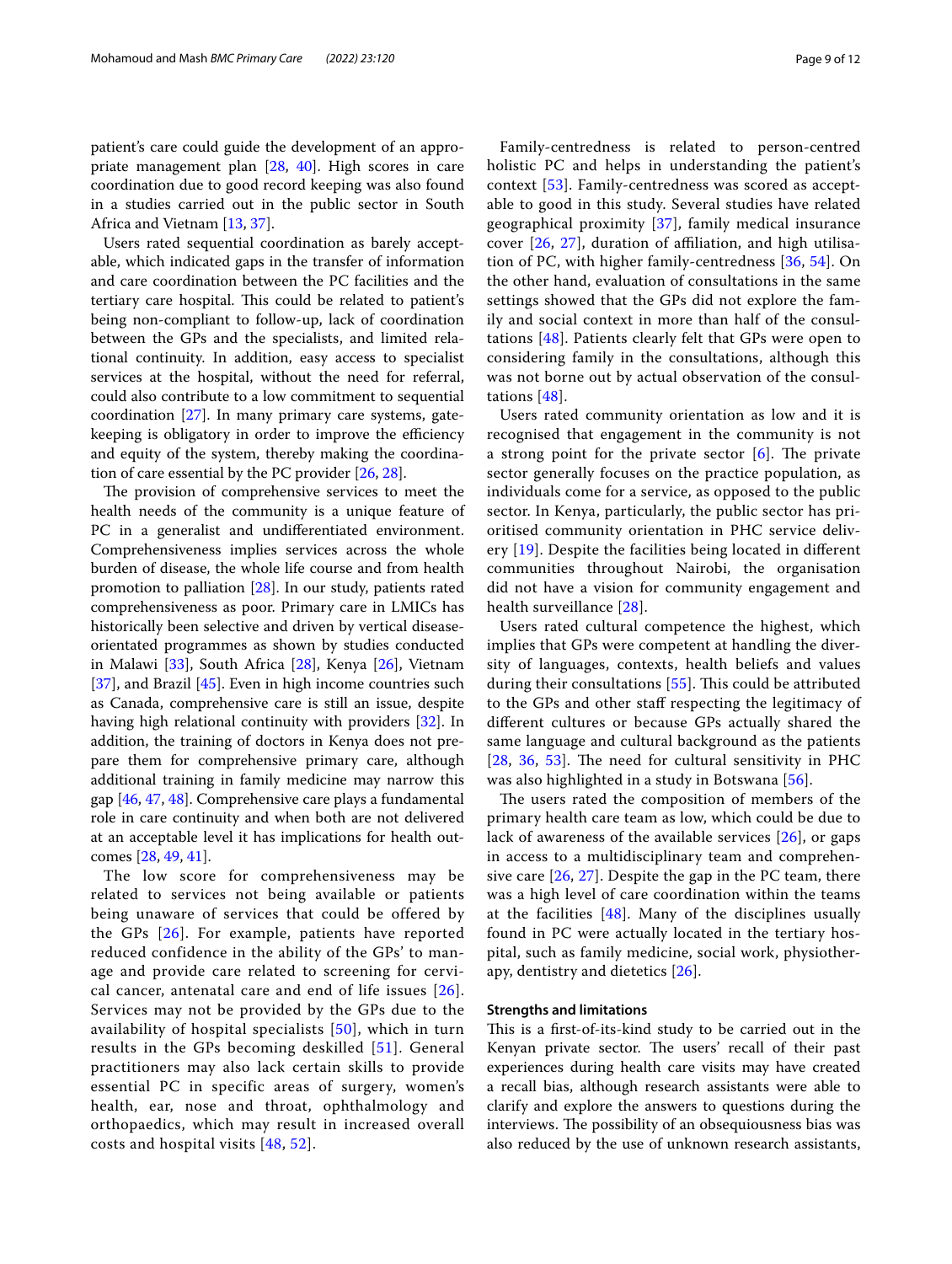patient's care could guide the development of an appropriate management plan [28, 40]. High scores in care coordination due to good record keeping was also found in a studies carried out in the public sector in South Africa and Vietnam [13, 37].

Users rated sequential coordination as barely acceptable, which indicated gaps in the transfer of information and care coordination between the PC facilities and the tertiary care hospital. This could be related to patient's being non-compliant to follow-up, lack of coordination between the GPs and the specialists, and limited relational continuity. In addition, easy access to specialist services at the hospital, without the need for referral, could also contribute to a low commitment to sequential coordination [27]. In many primary care systems, gatekeeping is obligatory in order to improve the efficiency and equity of the system, thereby making the coordination of care essential by the PC provider [26, 28].

The provision of comprehensive services to meet the health needs of the community is a unique feature of PC in a generalist and undifferentiated environment. Comprehensiveness implies services across the whole burden of disease, the whole life course and from health promotion to palliation [28]. In our study, patients rated comprehensiveness as poor. Primary care in LMICs has historically been selective and driven by vertical disease-orientated programmes as shown by studies conducted in Malawi [33], South Africa [28], Kenya [26], Vietnam [37], and Brazil [45]. Even in high income countries such as Canada, comprehensive care is still an issue, despite having high relational continuity with providers [32]. In addition, the training of doctors in Kenya does not prepare them for comprehensive primary care, although additional training in family medicine may narrow this gap [46, 47, 48]. Comprehensive care plays a fundamental role in care continuity and when both are not delivered at an acceptable level it has implications for health outcomes [28, 49, 41].

The low score for comprehensiveness may be related to services not being available or patients being unaware of services that could be offered by the GPs [26]. For example, patients have reported reduced confidence in the ability of the GPs' to manage and provide care related to screening for cervical cancer, antenatal care and end of life issues [26]. Services may not be provided by the GPs due to the availability of hospital specialists [50], which in turn results in the GPs becoming deskilled [51]. General practitioners may also lack certain skills to provide essential PC in specific areas of surgery, women's health, ear, nose and throat, ophthalmology and orthopaedics, which may result in increased overall costs and hospital visits [48, 52].

Family-centredness is related to person-centred holistic PC and helps in understanding the patient's context [53]. Family-centredness was scored as acceptable to good in this study. Several studies have related geographical proximity [37], family medical insurance cover [26, 27], duration of affiliation, and high utilisation of PC, with higher family-centredness [36, 54]. On the other hand, evaluation of consultations in the same settings showed that the GPs did not explore the family and social context in more than half of the consultations [48]. Patients clearly felt that GPs were open to considering family in the consultations, although this was not borne out by actual observation of the consultations [48].

Users rated community orientation as low and it is recognised that engagement in the community is not a strong point for the private sector [6]. The private sector generally focuses on the practice population, as individuals come for a service, as opposed to the public sector. In Kenya, particularly, the public sector has prioritised community orientation in PHC service delivery [19]. Despite the facilities being located in different communities throughout Nairobi, the organisation did not have a vision for community engagement and health surveillance [28].

Users rated cultural competence the highest, which implies that GPs were competent at handling the diversity of languages, contexts, health beliefs and values during their consultations [55]. This could be attributed to the GPs and other staff respecting the legitimacy of different cultures or because GPs actually shared the same language and cultural background as the patients [28, 36, 53]. The need for cultural sensitivity in PHC was also highlighted in a study in Botswana [56].

The users rated the composition of members of the primary health care team as low, which could be due to lack of awareness of the available services [26], or gaps in access to a multidisciplinary team and comprehensive care [26, 27]. Despite the gap in the PC team, there was a high level of care coordination within the teams at the facilities [48]. Many of the disciplines usually found in PC were actually located in the tertiary hospital, such as family medicine, social work, physiotherapy, dentistry and dietetics [26].

#### Strengths and limitations

This is a first-of-its-kind study to be carried out in the Kenyan private sector. The users' recall of their past experiences during health care visits may have created a recall bias, although research assistants were able to clarify and explore the answers to questions during the interviews. The possibility of an obsequiousness bias was also reduced by the use of unknown research assistants,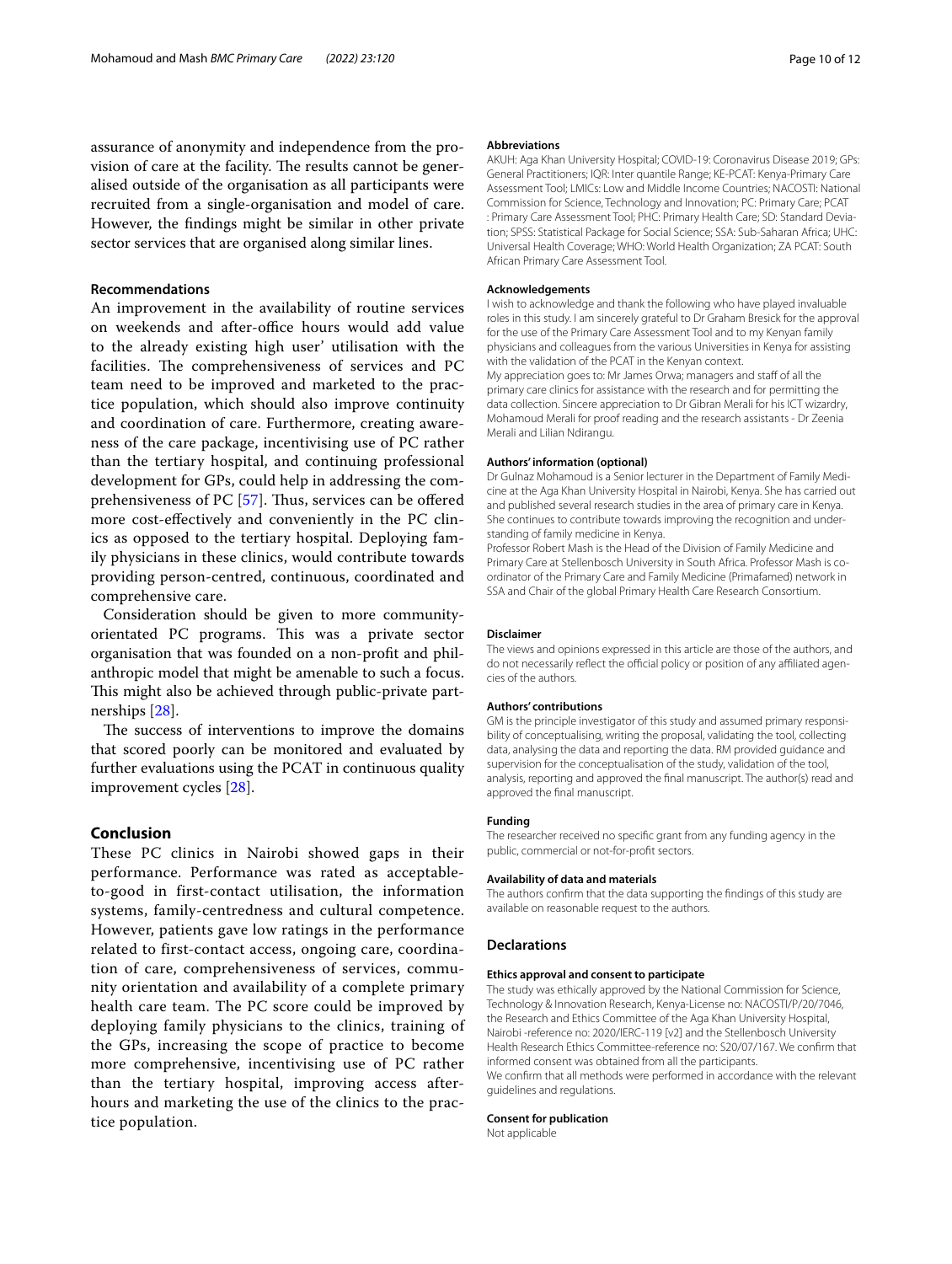assurance of anonymity and independence from the provision of care at the facility. The results cannot be generalised outside of the organisation as all participants were recruited from a single-organisation and model of care. However, the findings might be similar in other private sector services that are organised along similar lines.

### Recommendations

An improvement in the availability of routine services on weekends and after-office hours would add value to the already existing high user' utilisation with the facilities. The comprehensiveness of services and PC team need to be improved and marketed to the practice population, which should also improve continuity and coordination of care. Furthermore, creating awareness of the care package, incentivising use of PC rather than the tertiary hospital, and continuing professional development for GPs, could help in addressing the comprehensiveness of PC [57]. Thus, services can be offered more cost-effectively and conveniently in the PC clinics as opposed to the tertiary hospital. Deploying family physicians in these clinics, would contribute towards providing person-centred, continuous, coordinated and comprehensive care.

Consideration should be given to more community-orientated PC programs. This was a private sector organisation that was founded on a non-profit and philanthropic model that might be amenable to such a focus. This might also be achieved through public-private partnerships [28].

The success of interventions to improve the domains that scored poorly can be monitored and evaluated by further evaluations using the PCAT in continuous quality improvement cycles [28].

## Conclusion

These PC clinics in Nairobi showed gaps in their performance. Performance was rated as acceptable-to-good in first-contact utilisation, the information systems, family-centredness and cultural competence. However, patients gave low ratings in the performance related to first-contact access, ongoing care, coordination of care, comprehensiveness of services, community orientation and availability of a complete primary health care team. The PC score could be improved by deploying family physicians to the clinics, training of the GPs, increasing the scope of practice to become more comprehensive, incentivising use of PC rather than the tertiary hospital, improving access after-hours and marketing the use of the clinics to the practice population.

#### Abbreviations

AKUH: Aga Khan University Hospital; COVID-19: Coronavirus Disease 2019; GPs: General Practitioners; IQR: Inter quantile Range; KE-PCAT: Kenya-Primary Care Assessment Tool; LMICs: Low and Middle Income Countries; NACOSTI: National Commission for Science, Technology and Innovation; PC: Primary Care; PCAT : Primary Care Assessment Tool; PHC: Primary Health Care; SD: Standard Deviation; SPSS: Statistical Package for Social Science; SSA: Sub-Saharan Africa; UHC: Universal Health Coverage; WHO: World Health Organization; ZA PCAT: South African Primary Care Assessment Tool.

#### Acknowledgements

I wish to acknowledge and thank the following who have played invaluable roles in this study. I am sincerely grateful to Dr Graham Bresick for the approval for the use of the Primary Care Assessment Tool and to my Kenyan family physicians and colleagues from the various Universities in Kenya for assisting with the validation of the PCAT in the Kenyan context.

My appreciation goes to: Mr James Orwa; managers and staff of all the primary care clinics for assistance with the research and for permitting the data collection. Sincere appreciation to Dr Gibran Merali for his ICT wizardry, Mohamoud Merali for proof reading and the research assistants - Dr Zeenia Merali and Lilian Ndirangu.

#### Authors' information (optional)

Dr Gulnaz Mohamoud is a Senior lecturer in the Department of Family Medicine at the Aga Khan University Hospital in Nairobi, Kenya. She has carried out and published several research studies in the area of primary care in Kenya. She continues to contribute towards improving the recognition and understanding of family medicine in Kenya.

Professor Robert Mash is the Head of the Division of Family Medicine and Primary Care at Stellenbosch University in South Africa. Professor Mash is co-ordinator of the Primary Care and Family Medicine (Primafamed) network in SSA and Chair of the global Primary Health Care Research Consortium.

#### Disclaimer

The views and opinions expressed in this article are those of the authors, and do not necessarily reflect the official policy or position of any affiliated agencies of the authors.

#### Authors' contributions

GM is the principle investigator of this study and assumed primary responsibility of conceptualising, writing the proposal, validating the tool, collecting data, analysing the data and reporting the data. RM provided guidance and supervision for the conceptualisation of the study, validation of the tool, analysis, reporting and approved the final manuscript. The author(s) read and approved the final manuscript.

#### Funding

The researcher received no specific grant from any funding agency in the public, commercial or not-for-profit sectors.

#### Availability of data and materials

The authors confirm that the data supporting the findings of this study are available on reasonable request to the authors.

### Declarations

#### Ethics approval and consent to participate

The study was ethically approved by the National Commission for Science, Technology & Innovation Research, Kenya-License no: NACOSTI/P/20/7046, the Research and Ethics Committee of the Aga Khan University Hospital, Nairobi -reference no: 2020/IERC-119 [v2] and the Stellenbosch University Health Research Ethics Committee-reference no: S20/07/167. We confirm that informed consent was obtained from all the participants.

We confirm that all methods were performed in accordance with the relevant guidelines and regulations.

#### Consent for publication

Not applicable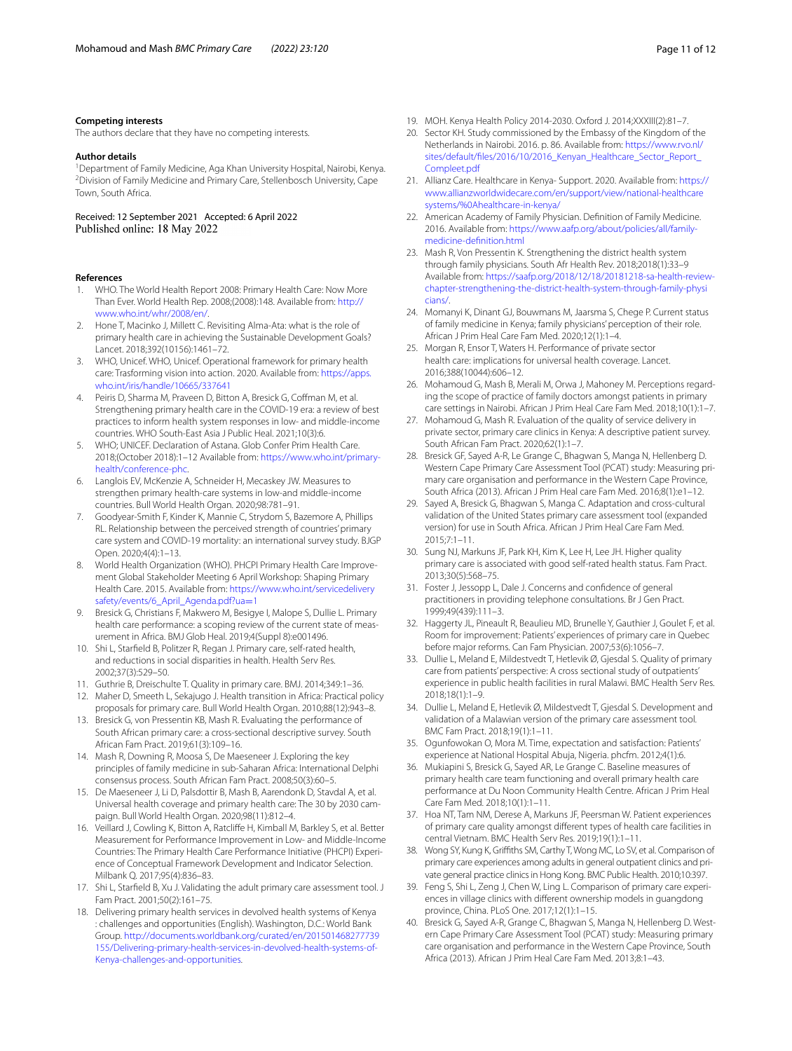### Competing interests

The authors declare that they have no competing interests.

### Author details

[1]Department of Family Medicine, Aga Khan University Hospital, Nairobi, Kenya. [2]Division of Family Medicine and Primary Care, Stellenbosch University, Cape Town, South Africa.

Received: 12 September 2021 Accepted: 6 April 2022
Published online: 18 May 2022

### References

1. WHO. The World Health Report 2008: Primary Health Care: Now More Than Ever. World Health Rep. 2008;(2008):148. Available from: http://www.who.int/whr/2008/en/.
2. Hone T, Macinko J, Millett C. Revisiting Alma-Ata: what is the role of primary health care in achieving the Sustainable Development Goals? Lancet. 2018;392(10156):1461–72.
3. WHO, Unicef. WHO, Unicef. Operational framework for primary health care: Trasforming vision into action. 2020. Available from: https://apps.who.int/iris/handle/10665/337641
4. Peiris D, Sharma M, Praveen D, Bitton A, Bresick G, Coffman M, et al. Strengthening primary health care in the COVID-19 era: a review of best practices to inform health system responses in low- and middle-income countries. WHO South-East Asia J Public Heal. 2021;10(3):6.
5. WHO; UNICEF. Declaration of Astana. Glob Confer Prim Health Care. 2018;(October 2018):1–12 Available from: https://www.who.int/primary-health/conference-phc.
6. Langlois EV, McKenzie A, Schneider H, Mecaskey JW. Measures to strengthen primary health-care systems in low-and middle-income countries. Bull World Health Organ. 2020;98:781–91.
7. Goodyear-Smith F, Kinder K, Mannie C, Strydom S, Bazemore A, Phillips RL. Relationship between the perceived strength of countries' primary care system and COVID-19 mortality: an international survey study. BJGP Open. 2020;4(4):1–13.
8. World Health Organization (WHO). PHCPI Primary Health Care Improvement Global Stakeholder Meeting 6 April Workshop: Shaping Primary Health Care. 2015. Available from: https://www.who.int/servicedeliverysafety/events/6_April_Agenda.pdf?ua=1
9. Bresick G, Christians F, Makwero M, Besigye I, Malope S, Dullie L. Primary health care performance: a scoping review of the current state of measurement in Africa. BMJ Glob Heal. 2019;4(Suppl 8):e001496.
10. Shi L, Starfield B, Politzer R, Regan J. Primary care, self-rated health, and reductions in social disparities in health. Health Serv Res. 2002;37(3):529–50.
11. Guthrie B, Dreischulte T. Quality in primary care. BMJ. 2014;349:1–36.
12. Maher D, Smeeth L, Sekajugo J. Health transition in Africa: Practical policy proposals for primary care. Bull World Health Organ. 2010;88(12):943–8.
13. Bresick G, von Pressentin KB, Mash R. Evaluating the performance of South African primary care: a cross-sectional descriptive survey. South African Fam Pract. 2019;61(3):109–16.
14. Mash R, Downing R, Moosa S, De Maeseneer J. Exploring the key principles of family medicine in sub-Saharan Africa: International Delphi consensus process. South African Fam Pract. 2008;50(3):60–5.
15. De Maeseneer J, Li D, Palsdottir B, Mash B, Aarendonk D, Stavdal A, et al. Universal health coverage and primary health care: The 30 by 2030 campaign. Bull World Health Organ. 2020;98(11):812–4.
16. Veillard J, Cowling K, Bitton A, Ratcliffe H, Kimball M, Barkley S, et al. Better Measurement for Performance Improvement in Low- and Middle-Income Countries: The Primary Health Care Performance Initiative (PHCPI) Experience of Conceptual Framework Development and Indicator Selection. Milbank Q. 2017;95(4):836–83.
17. Shi L, Starfield B, Xu J. Validating the adult primary care assessment tool. J Fam Pract. 2001;50(2):161–75.
18. Delivering primary health services in devolved health systems of Kenya : challenges and opportunities (English). Washington, D.C.: World Bank Group. http://documents.worldbank.org/curated/en/201501468277739155/Delivering-primary-health-services-in-devolved-health-systems-of-Kenya-challenges-and-opportunities.
19. MOH. Kenya Health Policy 2014-2030. Oxford J. 2014;XXXIII(2):81–7.
20. Sector KH. Study commissioned by the Embassy of the Kingdom of the Netherlands in Nairobi. 2016. p. 86. Available from: https://www.rvo.nl/sites/default/files/2016/10/2016_Kenyan_Healthcare_Sector_Report_Compleet.pdf
21. Allianz Care. Healthcare in Kenya- Support. 2020. Available from: https://www.allianzworldwidecare.com/en/support/view/national-healthcare systems/%0Ahealthcare-in-kenya/
22. American Academy of Family Physician. Definition of Family Medicine. 2016. Available from: https://www.aafp.org/about/policies/all/family-medicine-definition.html
23. Mash R, Von Pressentin K. Strengthening the district health system through family physicians. South Afr Health Rev. 2018;2018(1):33–9 Available from: https://saafp.org/2018/12/18/20181218-sa-health-review-chapter-strengthening-the-district-health-system-through-family-physicians/.
24. Momanyi K, Dinant GJ, Bouwmans M, Jaarsma S, Chege P. Current status of family medicine in Kenya; family physicians' perception of their role. African J Prim Heal Care Fam Med. 2020;12(1):1–4.
25. Morgan R, Ensor T, Waters H. Performance of private sector health care: implications for universal health coverage. Lancet. 2016;388(10044):606–12.
26. Mohamoud G, Mash B, Merali M, Orwa J, Mahoney M. Perceptions regarding the scope of practice of family doctors amongst patients in primary care settings in Nairobi. African J Prim Heal Care Fam Med. 2018;10(1):1–7.
27. Mohamoud G, Mash R. Evaluation of the quality of service delivery in private sector, primary care clinics in Kenya: A descriptive patient survey. South African Fam Pract. 2020;62(1):1–7.
28. Bresick GF, Sayed A-R, Le Grange C, Bhagwan S, Manga N, Hellenberg D. Western Cape Primary Care Assessment Tool (PCAT) study: Measuring primary care organisation and performance in the Western Cape Province, South Africa (2013). African J Prim Heal care Fam Med. 2016;8(1):e1–12.
29. Sayed A, Bresick G, Bhagwan S, Manga C. Adaptation and cross-cultural validation of the United States primary care assessment tool (expanded version) for use in South Africa. African J Prim Heal Care Fam Med. 2015;7:1–11.
30. Sung NJ, Markuns JF, Park KH, Kim K, Lee H, Lee JH. Higher quality primary care is associated with good self-rated health status. Fam Pract. 2013;30(5):568–75.
31. Foster J, Jessopp L, Dale J. Concerns and confidence of general practitioners in providing telephone consultations. Br J Gen Pract. 1999;49(439):111–3.
32. Haggerty JL, Pineault R, Beaulieu MD, Brunelle Y, Gauthier J, Goulet F, et al. Room for improvement: Patients' experiences of primary care in Quebec before major reforms. Can Fam Physician. 2007;53(6):1056–7.
33. Dullie L, Meland E, Mildestvedt T, Hetlevik Ø, Gjesdal S. Quality of primary care from patients' perspective: A cross sectional study of outpatients' experience in public health facilities in rural Malawi. BMC Health Serv Res. 2018;18(1):1–9.
34. Dullie L, Meland E, Hetlevik Ø, Mildestvedt T, Gjesdal S. Development and validation of a Malawian version of the primary care assessment tool. BMC Fam Pract. 2018;19(1):1–11.
35. Ogunfowokan O, Mora M. Time, expectation and satisfaction: Patients' experience at National Hospital Abuja, Nigeria. phcfm. 2012;4(1):6.
36. Mukiapini S, Bresick G, Sayed AR, Le Grange C. Baseline measures of primary health care team functioning and overall primary health care performance at Du Noon Community Health Centre. African J Prim Heal Care Fam Med. 2018;10(1):1–11.
37. Hoa NT, Tam NM, Derese A, Markuns JF, Peersman W. Patient experiences of primary care quality amongst different types of health care facilities in central Vietnam. BMC Health Serv Res. 2019;19(1):1–11.
38. Wong SY, Kung K, Griffiths SM, Carthy T, Wong MC, Lo SV, et al. Comparison of primary care experiences among adults in general outpatient clinics and private general practice clinics in Hong Kong. BMC Public Health. 2010;10:397.
39. Feng S, Shi L, Zeng J, Chen W, Ling L. Comparison of primary care experiences in village clinics with different ownership models in guangdong province, China. PLoS One. 2017;12(1):1–15.
40. Bresick G, Sayed A-R, Grange C, Bhagwan S, Manga N, Hellenberg D. Western Cape Primary Care Assessment Tool (PCAT) study: Measuring primary care organisation and performance in the Western Cape Province, South Africa (2013). African J Prim Heal Care Fam Med. 2013;8:1–43.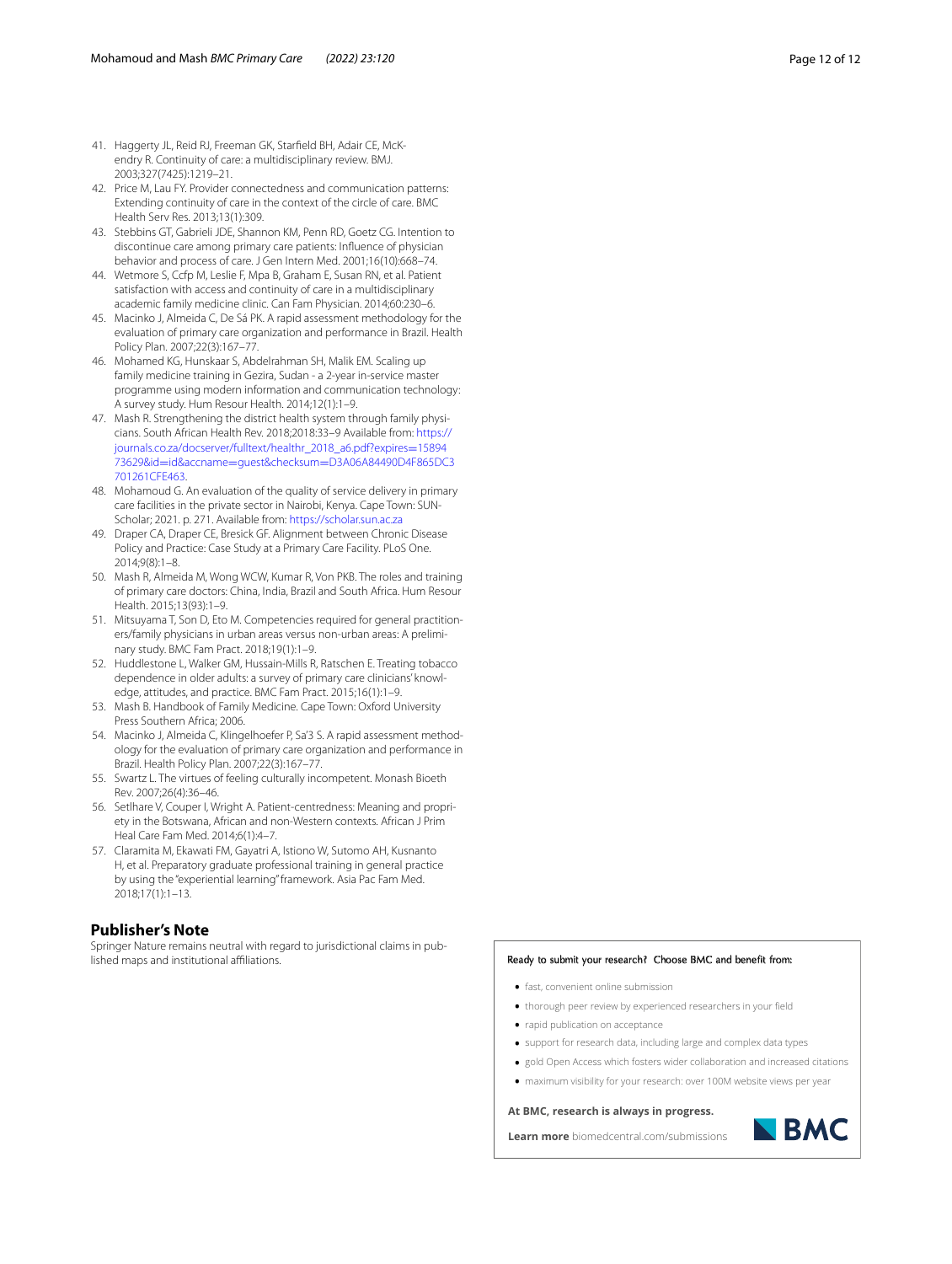41. Haggerty JL, Reid RJ, Freeman GK, Starfield BH, Adair CE, McKendry R. Continuity of care: a multidisciplinary review. BMJ. 2003;327(7425):1219–21.
42. Price M, Lau FY. Provider connectedness and communication patterns: Extending continuity of care in the context of the circle of care. BMC Health Serv Res. 2013;13(1):309.
43. Stebbins GT, Gabrieli JDE, Shannon KM, Penn RD, Goetz CG. Intention to discontinue care among primary care patients: Influence of physician behavior and process of care. J Gen Intern Med. 2001;16(10):668–74.
44. Wetmore S, Ccfp M, Leslie F, Mpa B, Graham E, Susan RN, et al. Patient satisfaction with access and continuity of care in a multidisciplinary academic family medicine clinic. Can Fam Physician. 2014;60:230–6.
45. Macinko J, Almeida C, De Sá PK. A rapid assessment methodology for the evaluation of primary care organization and performance in Brazil. Health Policy Plan. 2007;22(3):167–77.
46. Mohamed KG, Hunskaar S, Abdelrahman SH, Malik EM. Scaling up family medicine training in Gezira, Sudan - a 2-year in-service master programme using modern information and communication technology: A survey study. Hum Resour Health. 2014;12(1):1–9.
47. Mash R. Strengthening the district health system through family physicians. South African Health Rev. 2018;2018:33–9 Available from: https://journals.co.za/docserver/fulltext/healthr_2018_a6.pdf?expires=1589473629&id=id&accname=guest&checksum=D3A06A84490D4F865DC3701261CFE463.
48. Mohamoud G. An evaluation of the quality of service delivery in primary care facilities in the private sector in Nairobi, Kenya. Cape Town: SUNScholar; 2021. p. 271. Available from: https://scholar.sun.ac.za
49. Draper CA, Draper CE, Bresick GF. Alignment between Chronic Disease Policy and Practice: Case Study at a Primary Care Facility. PLoS One. 2014;9(8):1–8.
50. Mash R, Almeida M, Wong WCW, Kumar R, Von PKB. The roles and training of primary care doctors: China, India, Brazil and South Africa. Hum Resour Health. 2015;13(93):1–9.
51. Mitsuyama T, Son D, Eto M. Competencies required for general practitioners/family physicians in urban areas versus non-urban areas: A preliminary study. BMC Fam Pract. 2018;19(1):1–9.
52. Huddlestone L, Walker GM, Hussain-Mills R, Ratschen E. Treating tobacco dependence in older adults: a survey of primary care clinicians' knowledge, attitudes, and practice. BMC Fam Pract. 2015;16(1):1–9.
53. Mash B. Handbook of Family Medicine. Cape Town: Oxford University Press Southern Africa; 2006.
54. Macinko J, Almeida C, Klingelhoefer P, Sa'3 S. A rapid assessment methodology for the evaluation of primary care organization and performance in Brazil. Health Policy Plan. 2007;22(3):167–77.
55. Swartz L. The virtues of feeling culturally incompetent. Monash Bioeth Rev. 2007;26(4):36–46.
56. Setlhare V, Couper I, Wright A. Patient-centredness: Meaning and propriety in the Botswana, African and non-Western contexts. African J Prim Heal Care Fam Med. 2014;6(1):4–7.
57. Claramita M, Ekawati FM, Gayatri A, Istiono W, Sutomo AH, Kusnanto H, et al. Preparatory graduate professional training in general practice by using the "experiential learning" framework. Asia Pac Fam Med. 2018;17(1):1–13.

## Publisher's Note

Springer Nature remains neutral with regard to jurisdictional claims in published maps and institutional affiliations.

Ready to submit your research? Choose BMC and benefit from:

- fast, convenient online submission
- thorough peer review by experienced researchers in your field
- rapid publication on acceptance
- support for research data, including large and complex data types
- gold Open Access which fosters wider collaboration and increased citations
- maximum visibility for your research: over 100M website views per year

**At BMC, research is always in progress.**

**Learn more** biomedcentral.com/submissions

BMC